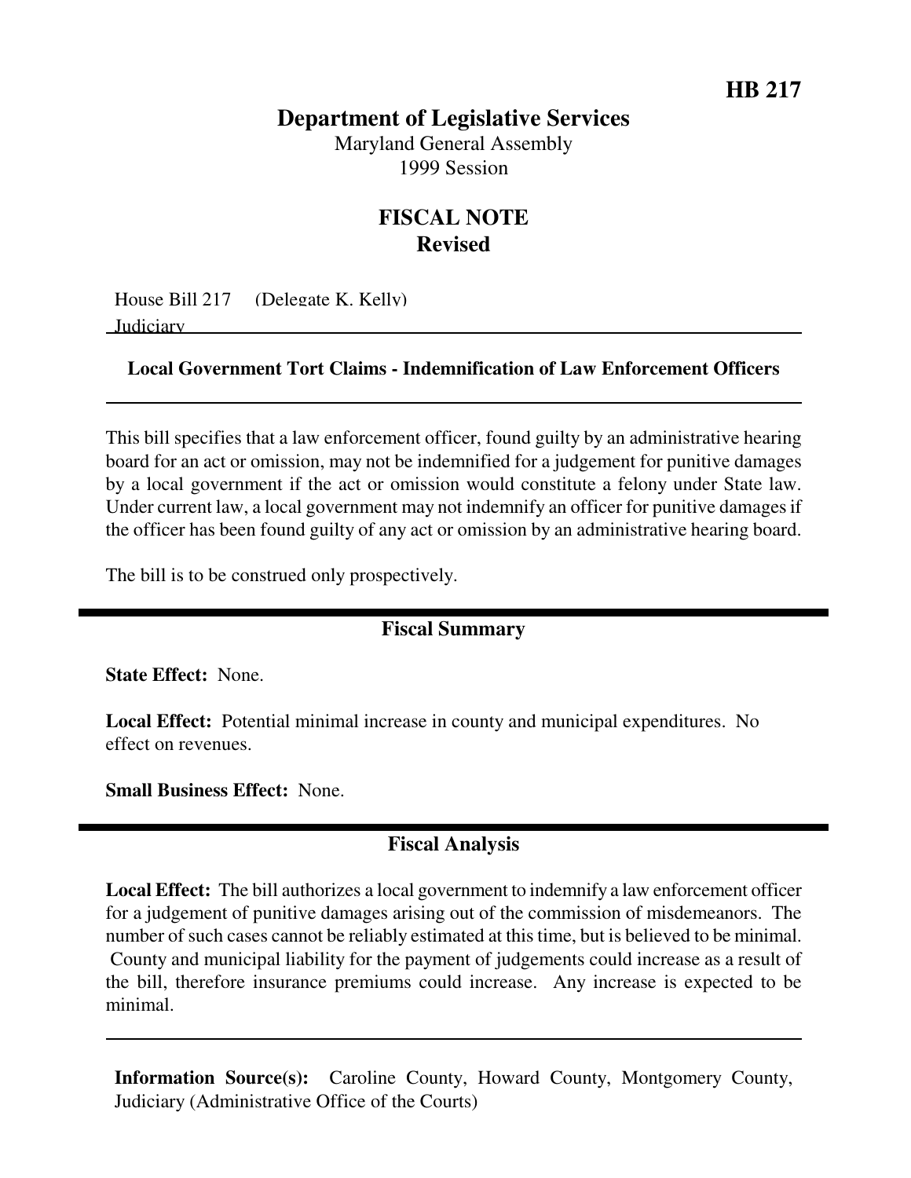**HB 217**

# Department of Legislative Services

Maryland General Assembly
1999 Session

## FISCAL NOTE
**Revised**

House Bill 217 (Delegate K. Kelly)
Judiciary

**Local Government Tort Claims - Indemnification of Law Enforcement Officers**

This bill specifies that a law enforcement officer, found guilty by an administrative hearing board for an act or omission, may not be indemnified for a judgement for punitive damages by a local government if the act or omission would constitute a felony under State law. Under current law, a local government may not indemnify an officer for punitive damages if the officer has been found guilty of any act or omission by an administrative hearing board.

The bill is to be construed only prospectively.

## Fiscal Summary

**State Effect:** None.

**Local Effect:** Potential minimal increase in county and municipal expenditures. No effect on revenues.

**Small Business Effect:** None.

## Fiscal Analysis

**Local Effect:** The bill authorizes a local government to indemnify a law enforcement officer for a judgement of punitive damages arising out of the commission of misdemeanors. The number of such cases cannot be reliably estimated at this time, but is believed to be minimal. County and municipal liability for the payment of judgements could increase as a result of the bill, therefore insurance premiums could increase. Any increase is expected to be minimal.

**Information Source(s):** Caroline County, Howard County, Montgomery County, Judiciary (Administrative Office of the Courts)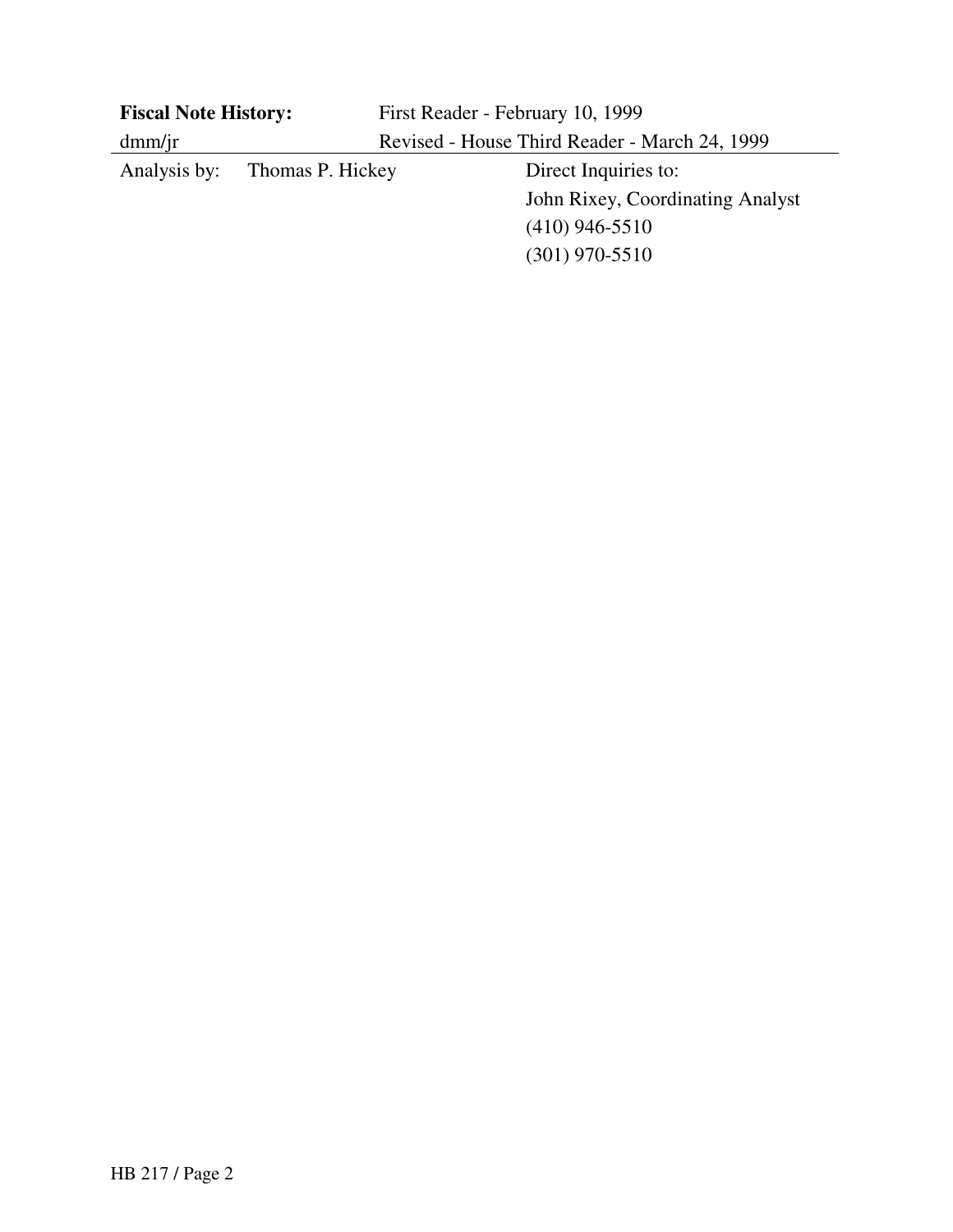**Fiscal Note History:** First Reader - February 10, 1999
dmm/jr Revised - House Third Reader - March 24, 1999

Analysis by: Thomas P. Hickey

Direct Inquiries to:
John Rixey, Coordinating Analyst
(410) 946-5510
(301) 970-5510